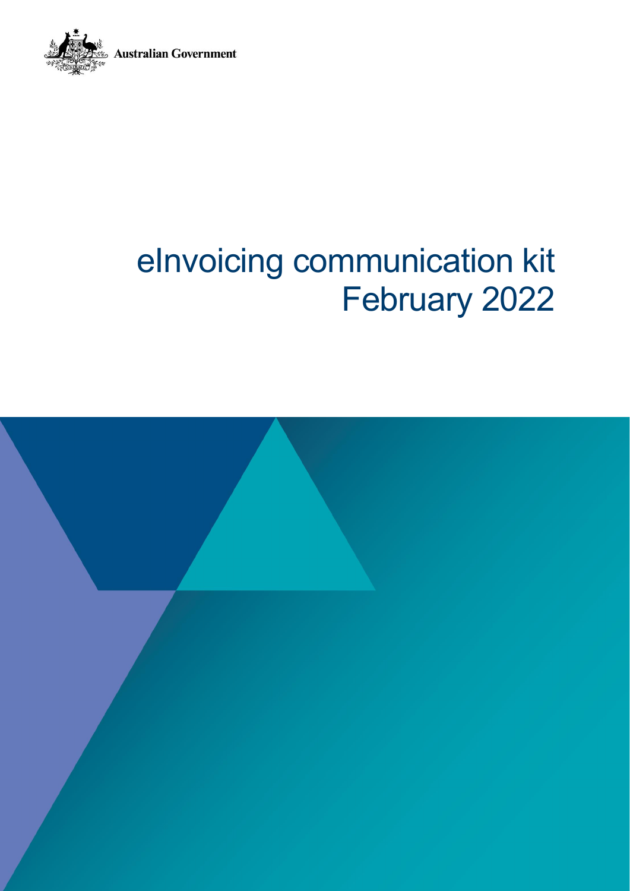Australian Government

# eInvoicing communication kit February 2022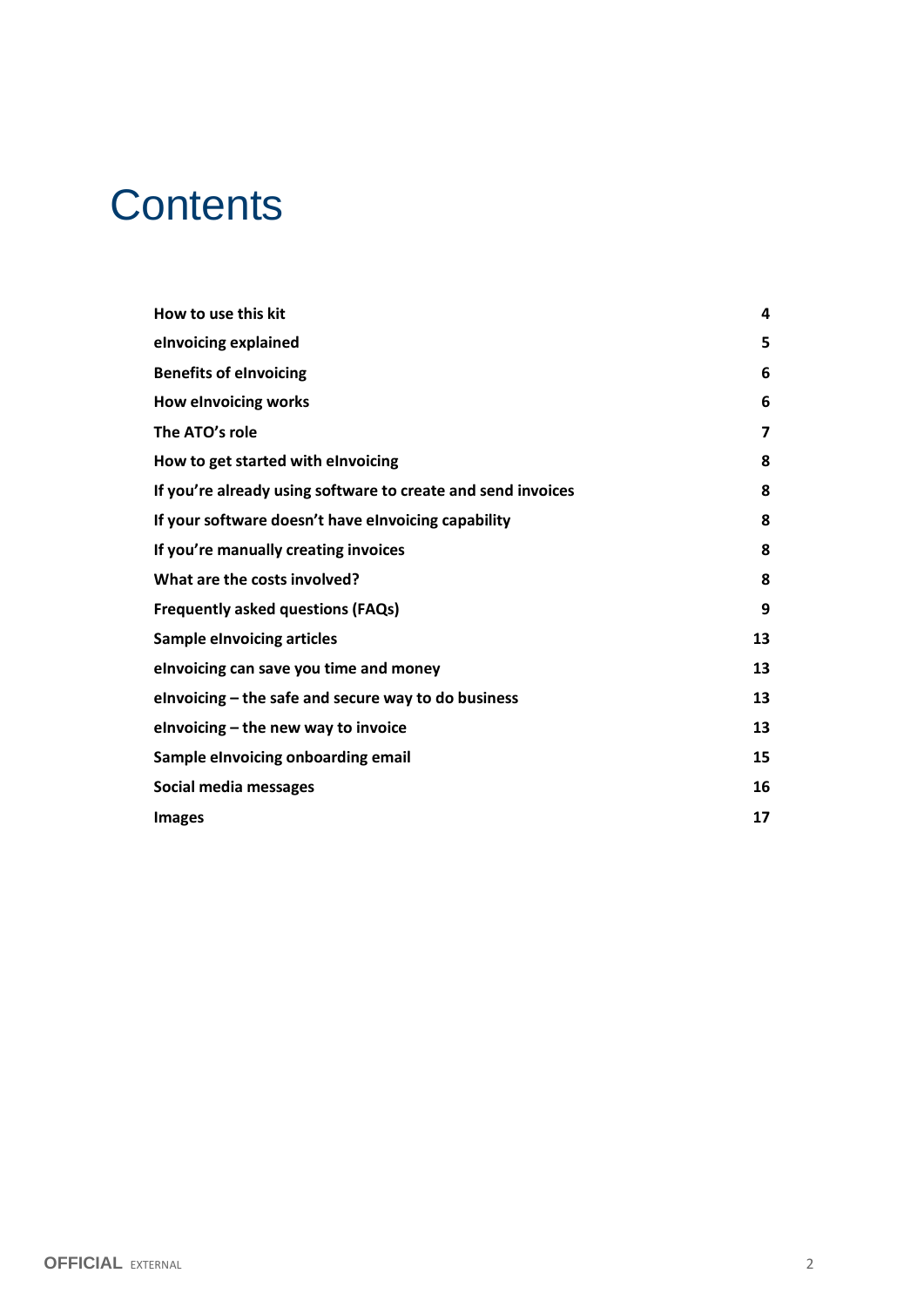# Contents

| | |
|---|---|
| **How to use this kit** | **4** |
| **eInvoicing explained** | **5** |
| **Benefits of eInvoicing** | **6** |
| **How eInvoicing works** | **6** |
| **The ATO's role** | **7** |
| **How to get started with eInvoicing** | **8** |
| **If you're already using software to create and send invoices** | **8** |
| **If your software doesn't have eInvoicing capability** | **8** |
| **If you're manually creating invoices** | **8** |
| **What are the costs involved?** | **8** |
| **Frequently asked questions (FAQs)** | **9** |
| **Sample eInvoicing articles** | **13** |
| **eInvoicing can save you time and money** | **13** |
| **eInvoicing – the safe and secure way to do business** | **13** |
| **eInvoicing – the new way to invoice** | **13** |
| **Sample eInvoicing onboarding email** | **15** |
| **Social media messages** | **16** |
| **Images** | **17** |

**OFFICIAL** EXTERNAL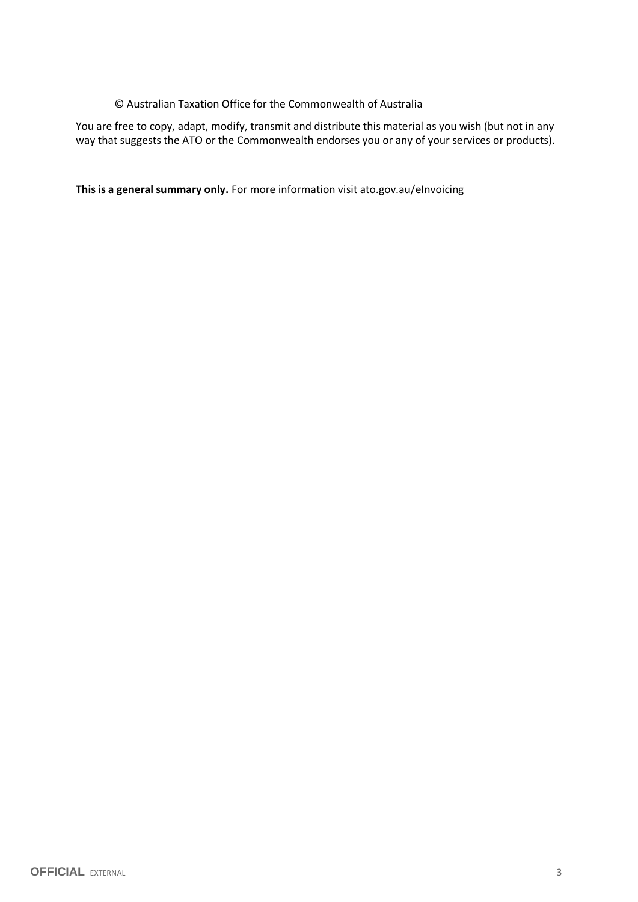© Australian Taxation Office for the Commonwealth of Australia

You are free to copy, adapt, modify, transmit and distribute this material as you wish (but not in any way that suggests the ATO or the Commonwealth endorses you or any of your services or products).

**This is a general summary only.** For more information visit ato.gov.au/eInvoicing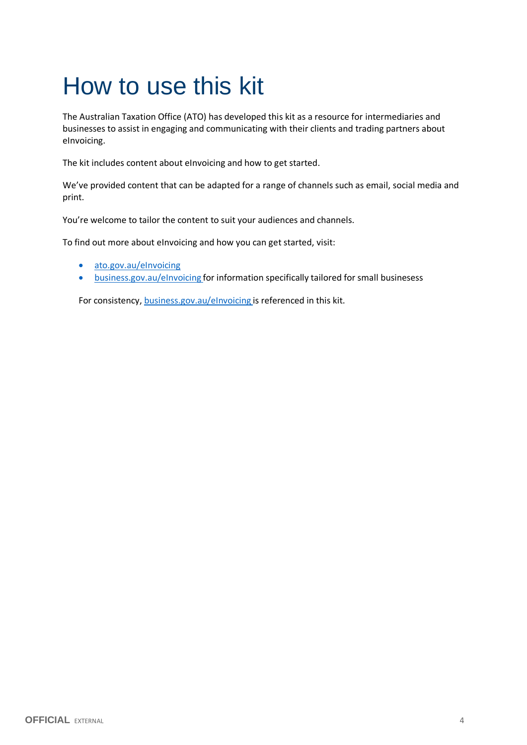# How to use this kit

The Australian Taxation Office (ATO) has developed this kit as a resource for intermediaries and businesses to assist in engaging and communicating with their clients and trading partners about eInvoicing.

The kit includes content about eInvoicing and how to get started.

We've provided content that can be adapted for a range of channels such as email, social media and print.

You're welcome to tailor the content to suit your audiences and channels.

To find out more about eInvoicing and how you can get started, visit:

- ato.gov.au/eInvoicing
- business.gov.au/eInvoicing for information specifically tailored for small businesess

For consistency, business.gov.au/eInvoicing is referenced in this kit.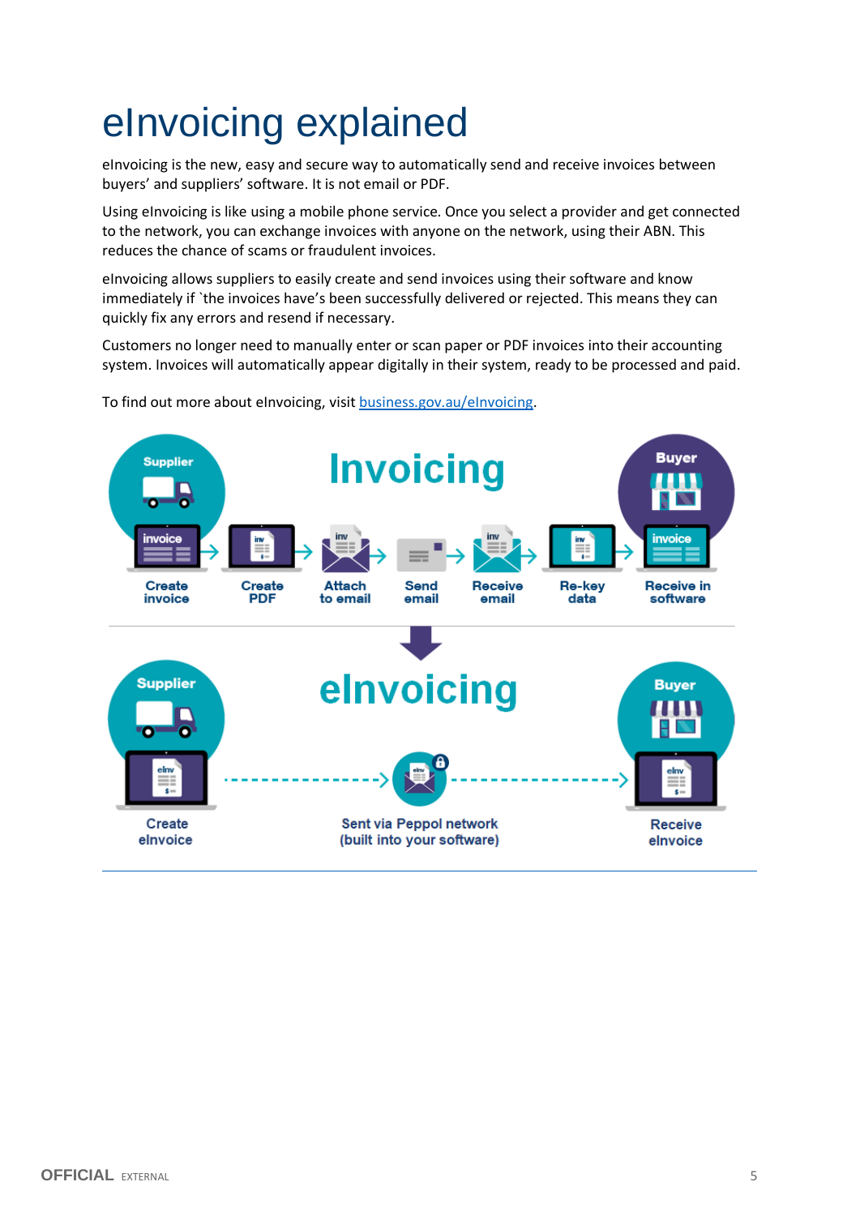# eInvoicing explained

eInvoicing is the new, easy and secure way to automatically send and receive invoices between buyers' and suppliers' software. It is not email or PDF.

Using eInvoicing is like using a mobile phone service. Once you select a provider and get connected to the network, you can exchange invoices with anyone on the network, using their ABN. This reduces the chance of scams or fraudulent invoices.

eInvoicing allows suppliers to easily create and send invoices using their software and know immediately if `the invoices have's been successfully delivered or rejected. This means they can quickly fix any errors and resend if necessary.

Customers no longer need to manually enter or scan paper or PDF invoices into their accounting system. Invoices will automatically appear digitally in their system, ready to be processed and paid.

To find out more about eInvoicing, visit [business.gov.au/eInvoicing](business.gov.au/eInvoicing).

Invoicing

Supplier

Buyer

Create invoice

Create PDF

Attach to email

Send email

Receive email

Re-key data

Receive in software

eInvoicing

Supplier

Buyer

Create eInvoice

Sent via Peppol network (built into your software)

Receive eInvoice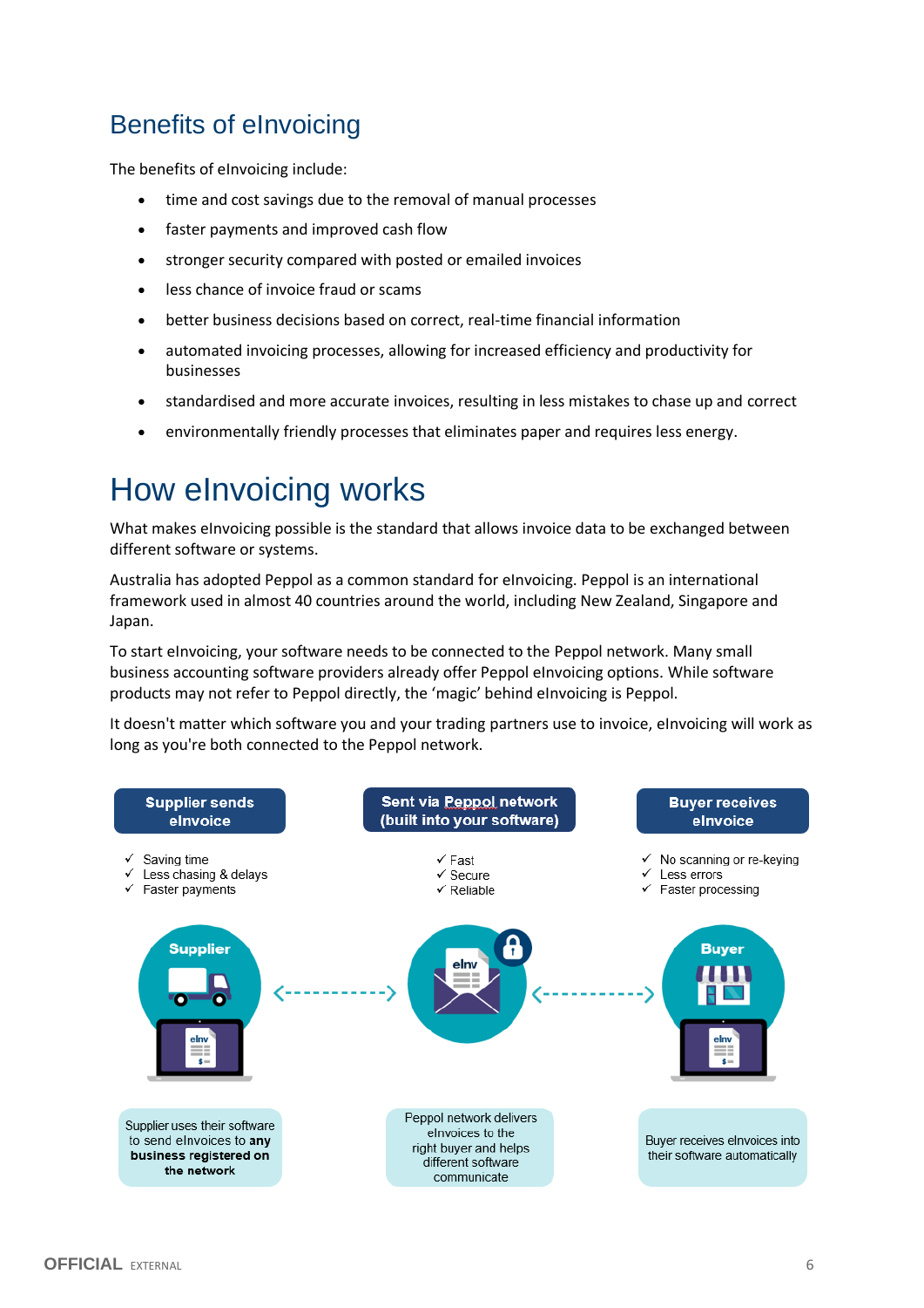## Benefits of eInvoicing

The benefits of eInvoicing include:

- time and cost savings due to the removal of manual processes
- faster payments and improved cash flow
- stronger security compared with posted or emailed invoices
- less chance of invoice fraud or scams
- better business decisions based on correct, real-time financial information
- automated invoicing processes, allowing for increased efficiency and productivity for businesses
- standardised and more accurate invoices, resulting in less mistakes to chase up and correct
- environmentally friendly processes that eliminates paper and requires less energy.

# How eInvoicing works

What makes eInvoicing possible is the standard that allows invoice data to be exchanged between different software or systems.

Australia has adopted Peppol as a common standard for eInvoicing. Peppol is an international framework used in almost 40 countries around the world, including New Zealand, Singapore and Japan.

To start eInvoicing, your software needs to be connected to the Peppol network. Many small business accounting software providers already offer Peppol eInvoicing options. While software products may not refer to Peppol directly, the 'magic' behind eInvoicing is Peppol.

It doesn't matter which software you and your trading partners use to invoice, eInvoicing will work as long as you're both connected to the Peppol network.

**Supplier sends eInvoice**

- ✓ Saving time
- ✓ Less chasing & delays
- ✓ Faster payments

Supplier

Supplier uses their software to send eInvoices to **any business registered on the network**

**Sent via Peppol network (built into your software)**

- ✓ Fast
- ✓ Secure
- ✓ Reliable

Peppol network delivers eInvoices to the right buyer and helps different software communicate

**Buyer receives eInvoice**

- ✓ No scanning or re-keying
- ✓ Less errors
- ✓ Faster processing

Buyer

Buyer receives eInvoices into their software automatically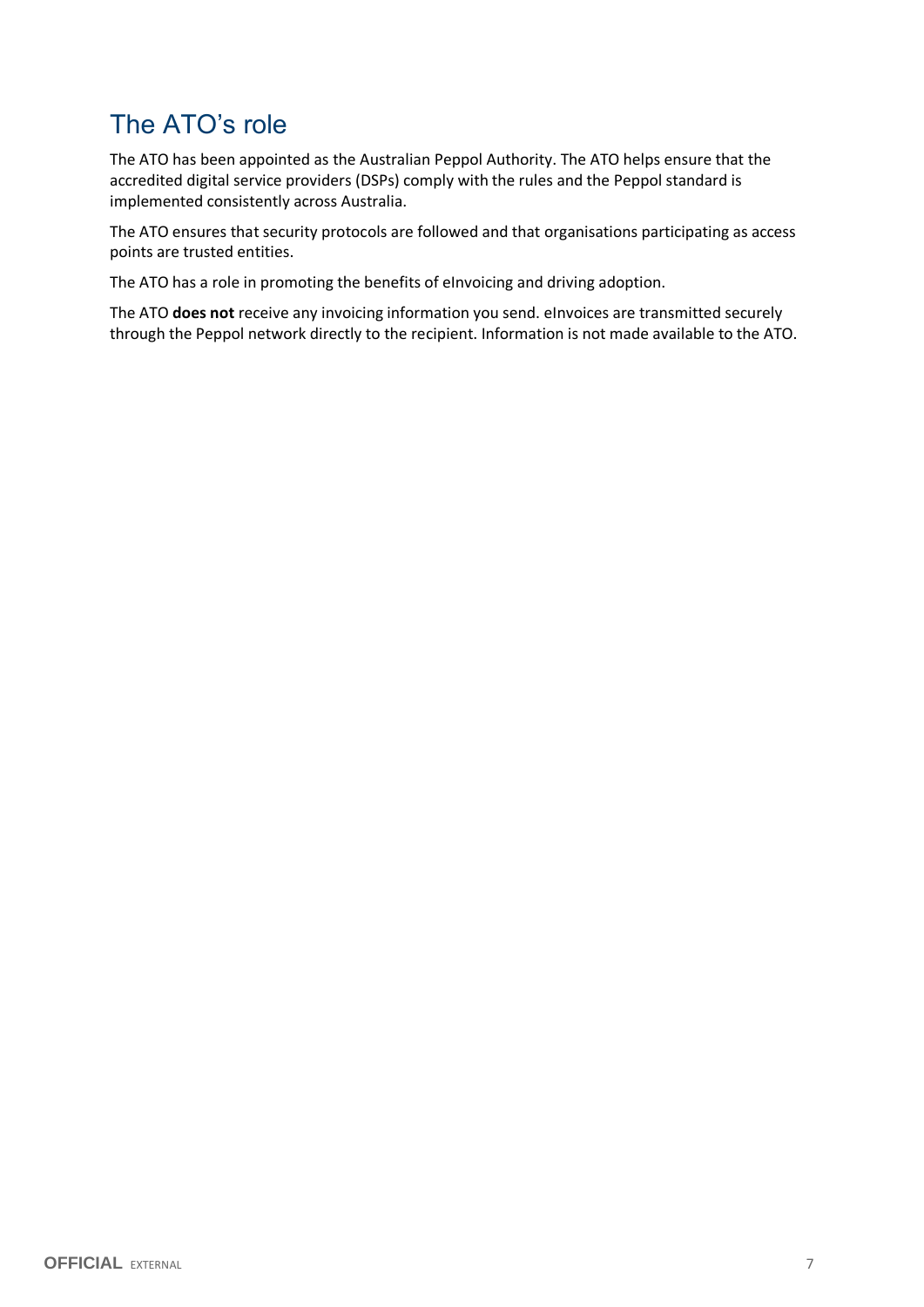# The ATO's role

The ATO has been appointed as the Australian Peppol Authority. The ATO helps ensure that the accredited digital service providers (DSPs) comply with the rules and the Peppol standard is implemented consistently across Australia.

The ATO ensures that security protocols are followed and that organisations participating as access points are trusted entities.

The ATO has a role in promoting the benefits of eInvoicing and driving adoption.

The ATO **does not** receive any invoicing information you send. eInvoices are transmitted securely through the Peppol network directly to the recipient. Information is not made available to the ATO.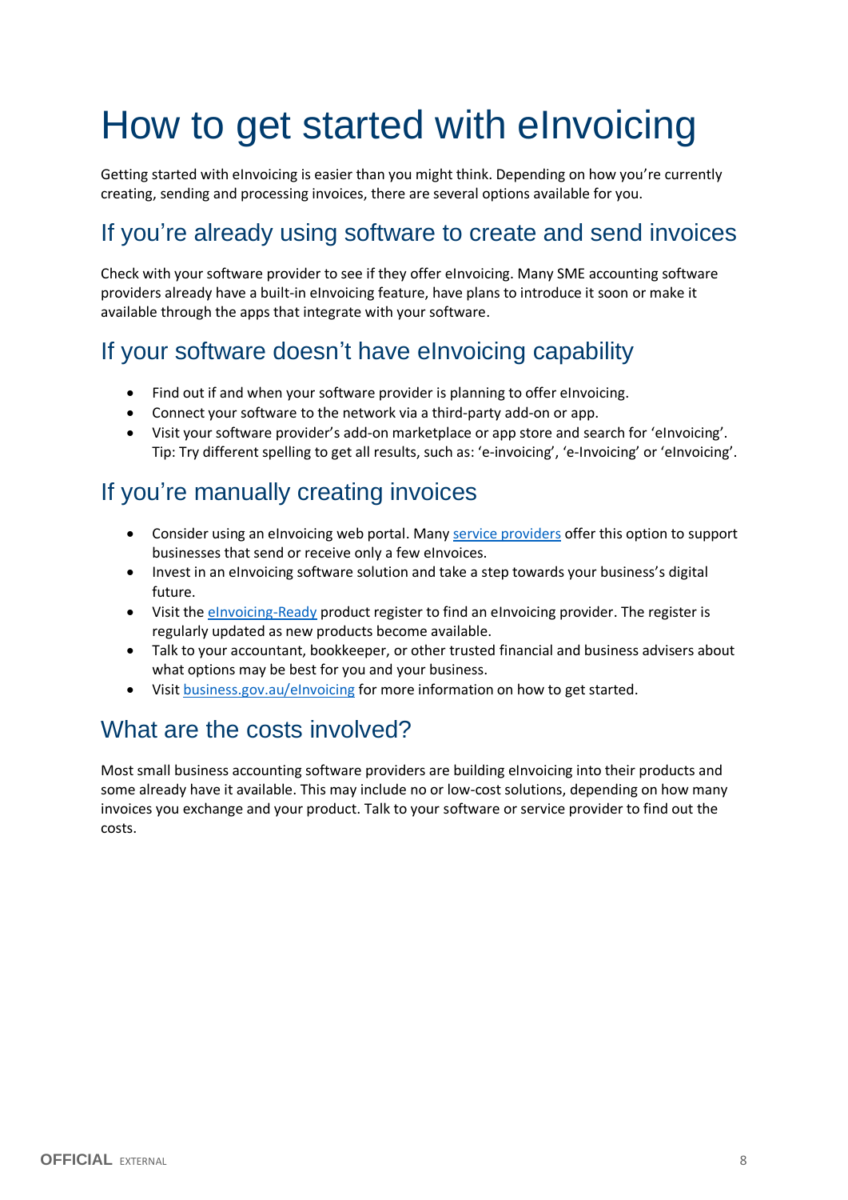# How to get started with eInvoicing

Getting started with eInvoicing is easier than you might think. Depending on how you're currently creating, sending and processing invoices, there are several options available for you.

## If you're already using software to create and send invoices

Check with your software provider to see if they offer eInvoicing. Many SME accounting software providers already have a built-in eInvoicing feature, have plans to introduce it soon or make it available through the apps that integrate with your software.

## If your software doesn't have eInvoicing capability

- Find out if and when your software provider is planning to offer eInvoicing.
- Connect your software to the network via a third-party add-on or app.
- Visit your software provider's add-on marketplace or app store and search for 'eInvoicing'. Tip: Try different spelling to get all results, such as: 'e-invoicing', 'e-Invoicing' or 'eInvoicing'.

## If you're manually creating invoices

- Consider using an eInvoicing web portal. Many service providers offer this option to support businesses that send or receive only a few eInvoices.
- Invest in an eInvoicing software solution and take a step towards your business's digital future.
- Visit the eInvoicing-Ready product register to find an eInvoicing provider. The register is regularly updated as new products become available.
- Talk to your accountant, bookkeeper, or other trusted financial and business advisers about what options may be best for you and your business.
- Visit business.gov.au/eInvoicing for more information on how to get started.

## What are the costs involved?

Most small business accounting software providers are building eInvoicing into their products and some already have it available. This may include no or low-cost solutions, depending on how many invoices you exchange and your product. Talk to your software or service provider to find out the costs.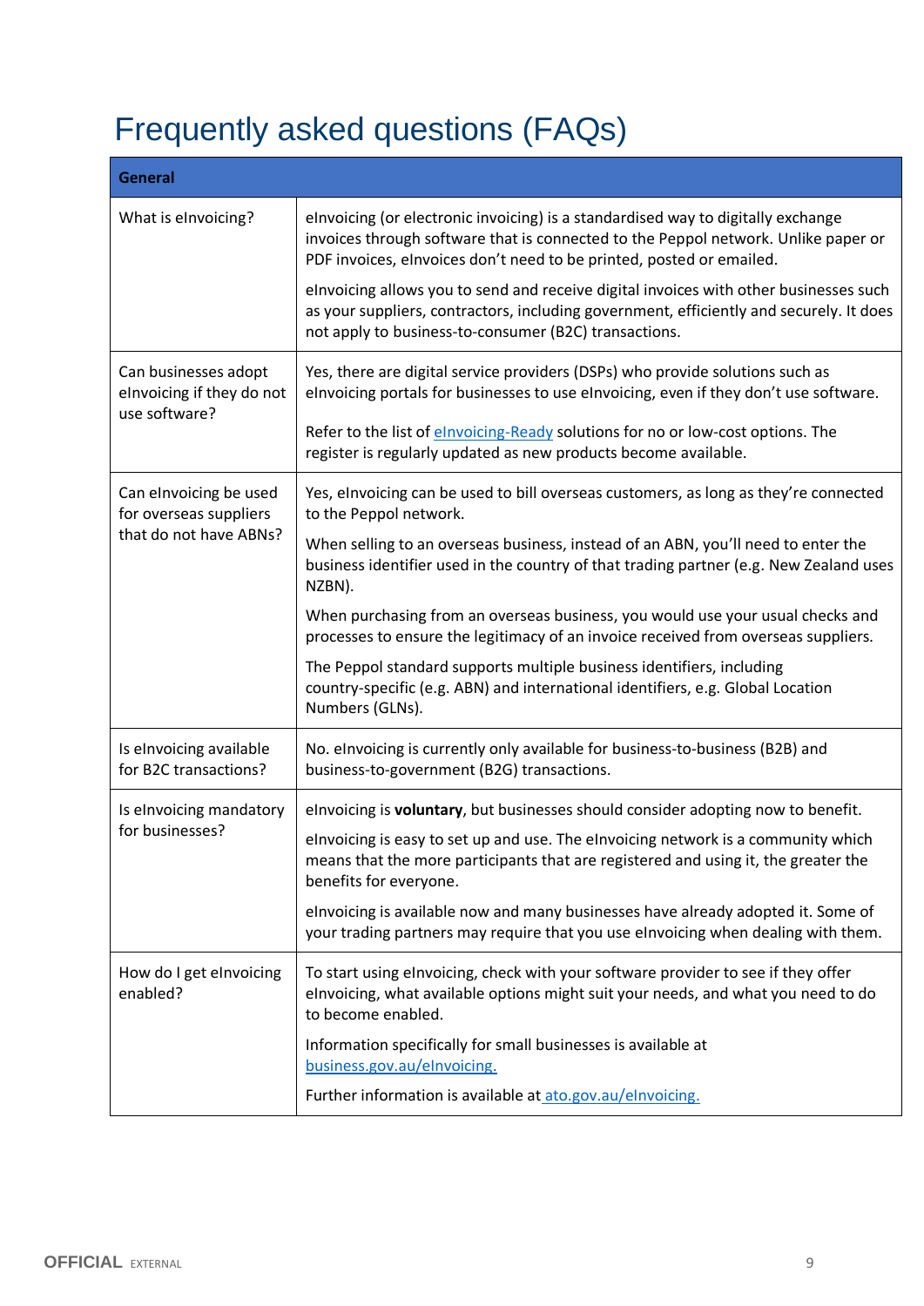# Frequently asked questions (FAQs)

| General | |
|---|---|
| What is eInvoicing? | eInvoicing (or electronic invoicing) is a standardised way to digitally exchange invoices through software that is connected to the Peppol network. Unlike paper or PDF invoices, eInvoices don't need to be printed, posted or emailed.<br><br>eInvoicing allows you to send and receive digital invoices with other businesses such as your suppliers, contractors, including government, efficiently and securely. It does not apply to business-to-consumer (B2C) transactions. |
| Can businesses adopt eInvoicing if they do not use software? | Yes, there are digital service providers (DSPs) who provide solutions such as eInvoicing portals for businesses to use eInvoicing, even if they don't use software.<br><br>Refer to the list of eInvoicing-Ready solutions for no or low-cost options. The register is regularly updated as new products become available. |
| Can eInvoicing be used for overseas suppliers that do not have ABNs? | Yes, eInvoicing can be used to bill overseas customers, as long as they're connected to the Peppol network.<br><br>When selling to an overseas business, instead of an ABN, you'll need to enter the business identifier used in the country of that trading partner (e.g. New Zealand uses NZBN).<br><br>When purchasing from an overseas business, you would use your usual checks and processes to ensure the legitimacy of an invoice received from overseas suppliers.<br><br>The Peppol standard supports multiple business identifiers, including country-specific (e.g. ABN) and international identifiers, e.g. Global Location Numbers (GLNs). |
| Is eInvoicing available for B2C transactions? | No. eInvoicing is currently only available for business-to-business (B2B) and business-to-government (B2G) transactions. |
| Is eInvoicing mandatory for businesses? | eInvoicing is **voluntary**, but businesses should consider adopting now to benefit.<br><br>eInvoicing is easy to set up and use. The eInvoicing network is a community which means that the more participants that are registered and using it, the greater the benefits for everyone.<br><br>eInvoicing is available now and many businesses have already adopted it. Some of your trading partners may require that you use eInvoicing when dealing with them. |
| How do I get eInvoicing enabled? | To start using eInvoicing, check with your software provider to see if they offer eInvoicing, what available options might suit your needs, and what you need to do to become enabled.<br><br>Information specifically for small businesses is available at business.gov.au/eInvoicing.<br><br>Further information is available at ato.gov.au/eInvoicing. |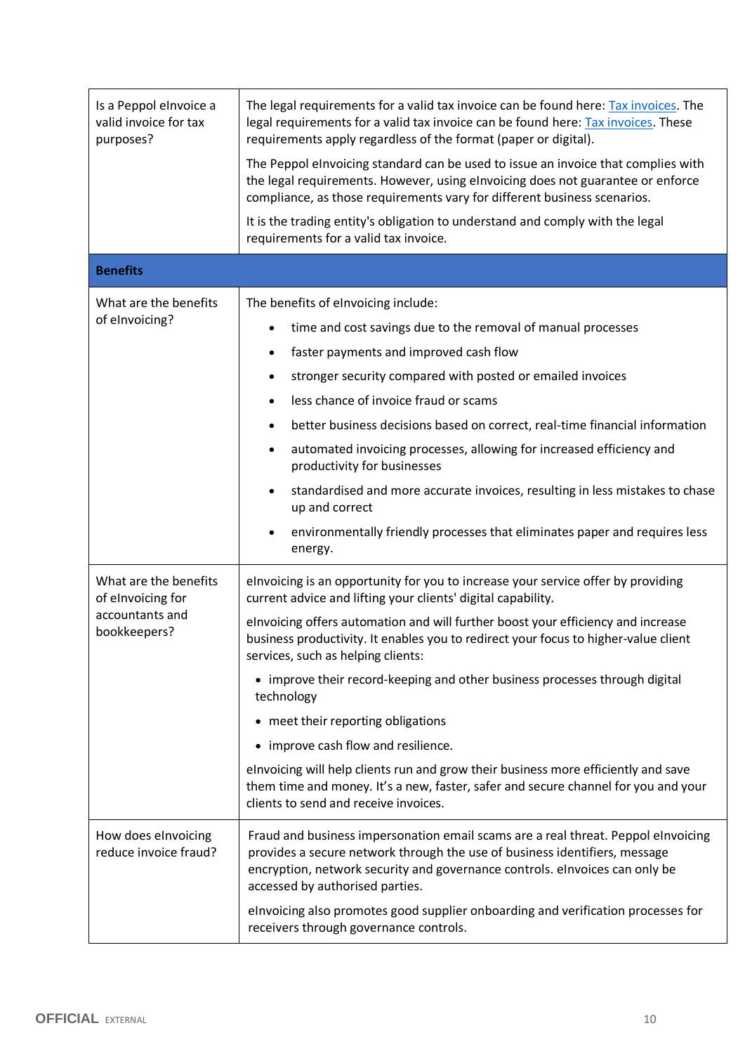| | |
|---|---|
| Is a Peppol eInvoice a valid invoice for tax purposes? | The legal requirements for a valid tax invoice can be found here: [Tax invoices](). The legal requirements for a valid tax invoice can be found here: [Tax invoices](). These requirements apply regardless of the format (paper or digital).<br><br>The Peppol eInvoicing standard can be used to issue an invoice that complies with the legal requirements. However, using eInvoicing does not guarantee or enforce compliance, as those requirements vary for different business scenarios.<br><br>It is the trading entity's obligation to understand and comply with the legal requirements for a valid tax invoice. |
| **Benefits** | |
| What are the benefits of eInvoicing? | The benefits of eInvoicing include:<br>• time and cost savings due to the removal of manual processes<br>• faster payments and improved cash flow<br>• stronger security compared with posted or emailed invoices<br>• less chance of invoice fraud or scams<br>• better business decisions based on correct, real-time financial information<br>• automated invoicing processes, allowing for increased efficiency and productivity for businesses<br>• standardised and more accurate invoices, resulting in less mistakes to chase up and correct<br>• environmentally friendly processes that eliminates paper and requires less energy. |
| What are the benefits of eInvoicing for accountants and bookkeepers? | eInvoicing is an opportunity for you to increase your service offer by providing current advice and lifting your clients' digital capability.<br><br>eInvoicing offers automation and will further boost your efficiency and increase business productivity. It enables you to redirect your focus to higher-value client services, such as helping clients:<br>• improve their record-keeping and other business processes through digital technology<br>• meet their reporting obligations<br>• improve cash flow and resilience.<br><br>eInvoicing will help clients run and grow their business more efficiently and save them time and money. It's a new, faster, safer and secure channel for you and your clients to send and receive invoices. |
| How does eInvoicing reduce invoice fraud? | Fraud and business impersonation email scams are a real threat. Peppol eInvoicing provides a secure network through the use of business identifiers, message encryption, network security and governance controls. eInvoices can only be accessed by authorised parties.<br><br>eInvoicing also promotes good supplier onboarding and verification processes for receivers through governance controls. |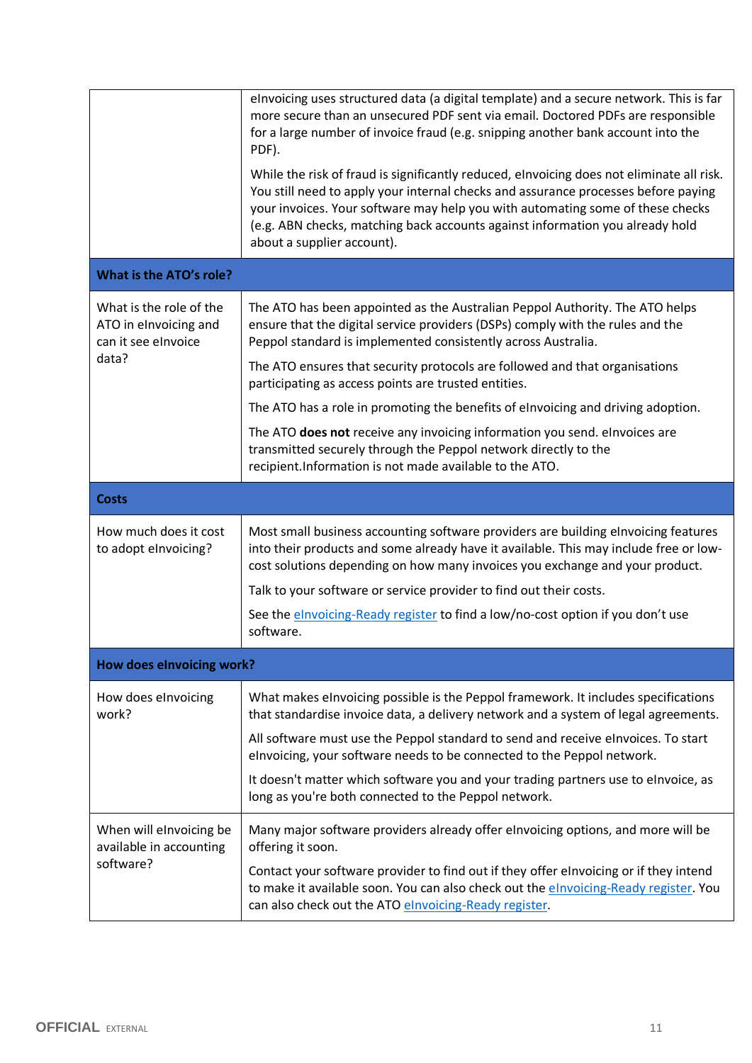| | |
|---|---|
| | eInvoicing uses structured data (a digital template) and a secure network. This is far more secure than an unsecured PDF sent via email. Doctored PDFs are responsible for a large number of invoice fraud (e.g. snipping another bank account into the PDF).<br><br>While the risk of fraud is significantly reduced, eInvoicing does not eliminate all risk. You still need to apply your internal checks and assurance processes before paying your invoices. Your software may help you with automating some of these checks (e.g. ABN checks, matching back accounts against information you already hold about a supplier account). |
| **What is the ATO's role?** | |
| What is the role of the ATO in eInvoicing and can it see eInvoice data? | The ATO has been appointed as the Australian Peppol Authority. The ATO helps ensure that the digital service providers (DSPs) comply with the rules and the Peppol standard is implemented consistently across Australia.<br><br>The ATO ensures that security protocols are followed and that organisations participating as access points are trusted entities.<br><br>The ATO has a role in promoting the benefits of eInvoicing and driving adoption.<br><br>The ATO **does not** receive any invoicing information you send. eInvoices are transmitted securely through the Peppol network directly to the recipient.Information is not made available to the ATO. |
| **Costs** | |
| How much does it cost to adopt eInvoicing? | Most small business accounting software providers are building eInvoicing features into their products and some already have it available. This may include free or low-cost solutions depending on how many invoices you exchange and your product.<br><br>Talk to your software or service provider to find out their costs.<br><br>See the eInvoicing-Ready register to find a low/no-cost option if you don't use software. |
| **How does eInvoicing work?** | |
| How does eInvoicing work? | What makes eInvoicing possible is the Peppol framework. It includes specifications that standardise invoice data, a delivery network and a system of legal agreements.<br><br>All software must use the Peppol standard to send and receive eInvoices. To start eInvoicing, your software needs to be connected to the Peppol network.<br><br>It doesn't matter which software you and your trading partners use to eInvoice, as long as you're both connected to the Peppol network. |
| When will eInvoicing be available in accounting software? | Many major software providers already offer eInvoicing options, and more will be offering it soon.<br><br>Contact your software provider to find out if they offer eInvoicing or if they intend to make it available soon. You can also check out the eInvoicing-Ready register. You can also check out the ATO eInvoicing-Ready register. |

OFFICIAL EXTERNAL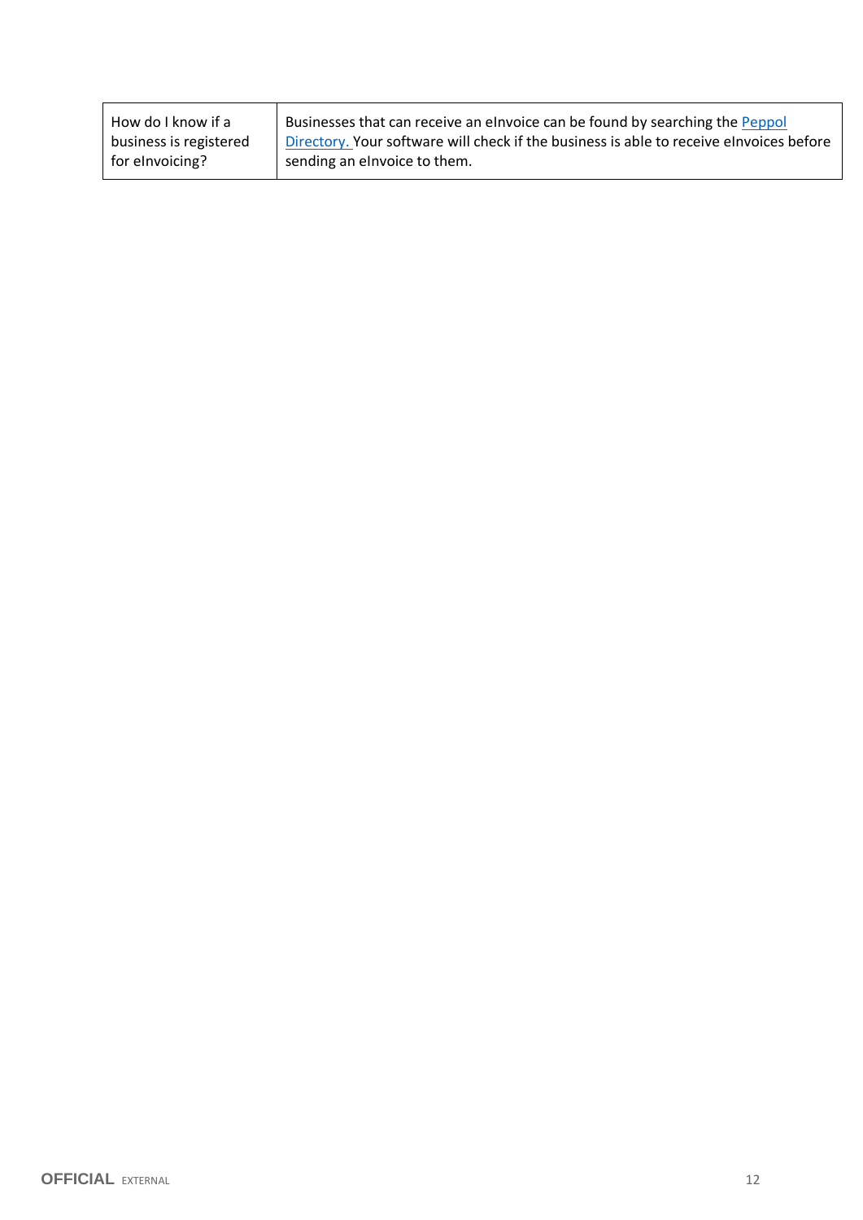| | |
|---|---|
| How do I know if a business is registered for eInvoicing? | Businesses that can receive an eInvoice can be found by searching the Peppol Directory. Your software will check if the business is able to receive eInvoices before sending an eInvoice to them. |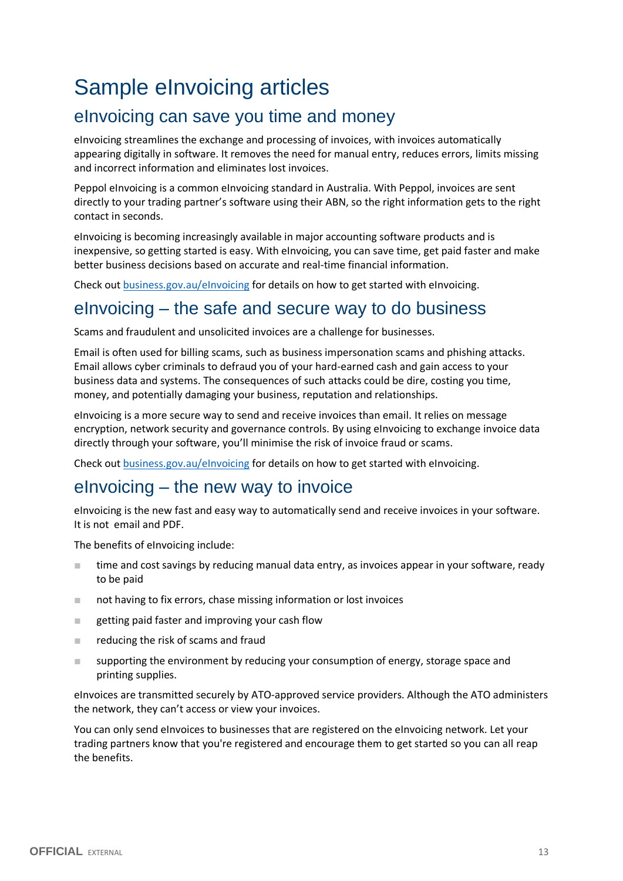# Sample eInvoicing articles

## eInvoicing can save you time and money

eInvoicing streamlines the exchange and processing of invoices, with invoices automatically appearing digitally in software. It removes the need for manual entry, reduces errors, limits missing and incorrect information and eliminates lost invoices.

Peppol eInvoicing is a common eInvoicing standard in Australia. With Peppol, invoices are sent directly to your trading partner's software using their ABN, so the right information gets to the right contact in seconds.

eInvoicing is becoming increasingly available in major accounting software products and is inexpensive, so getting started is easy. With eInvoicing, you can save time, get paid faster and make better business decisions based on accurate and real-time financial information.

Check out business.gov.au/eInvoicing for details on how to get started with eInvoicing.

## eInvoicing – the safe and secure way to do business

Scams and fraudulent and unsolicited invoices are a challenge for businesses.

Email is often used for billing scams, such as business impersonation scams and phishing attacks. Email allows cyber criminals to defraud you of your hard-earned cash and gain access to your business data and systems. The consequences of such attacks could be dire, costing you time, money, and potentially damaging your business, reputation and relationships.

eInvoicing is a more secure way to send and receive invoices than email. It relies on message encryption, network security and governance controls. By using eInvoicing to exchange invoice data directly through your software, you'll minimise the risk of invoice fraud or scams.

Check out business.gov.au/eInvoicing for details on how to get started with eInvoicing.

## eInvoicing – the new way to invoice

eInvoicing is the new fast and easy way to automatically send and receive invoices in your software. It is not email and PDF.

The benefits of eInvoicing include:

- time and cost savings by reducing manual data entry, as invoices appear in your software, ready to be paid
- not having to fix errors, chase missing information or lost invoices
- getting paid faster and improving your cash flow
- reducing the risk of scams and fraud
- supporting the environment by reducing your consumption of energy, storage space and printing supplies.

eInvoices are transmitted securely by ATO-approved service providers. Although the ATO administers the network, they can't access or view your invoices.

You can only send eInvoices to businesses that are registered on the eInvoicing network. Let your trading partners know that you're registered and encourage them to get started so you can all reap the benefits.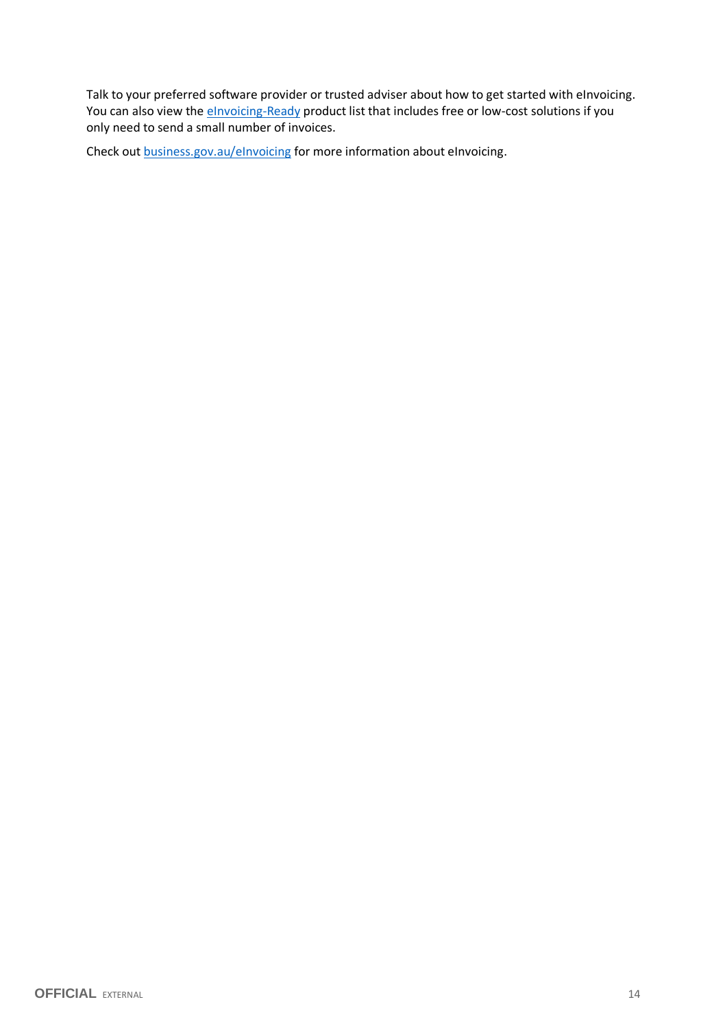Talk to your preferred software provider or trusted adviser about how to get started with eInvoicing. You can also view the eInvoicing-Ready product list that includes free or low-cost solutions if you only need to send a small number of invoices.

Check out business.gov.au/eInvoicing for more information about eInvoicing.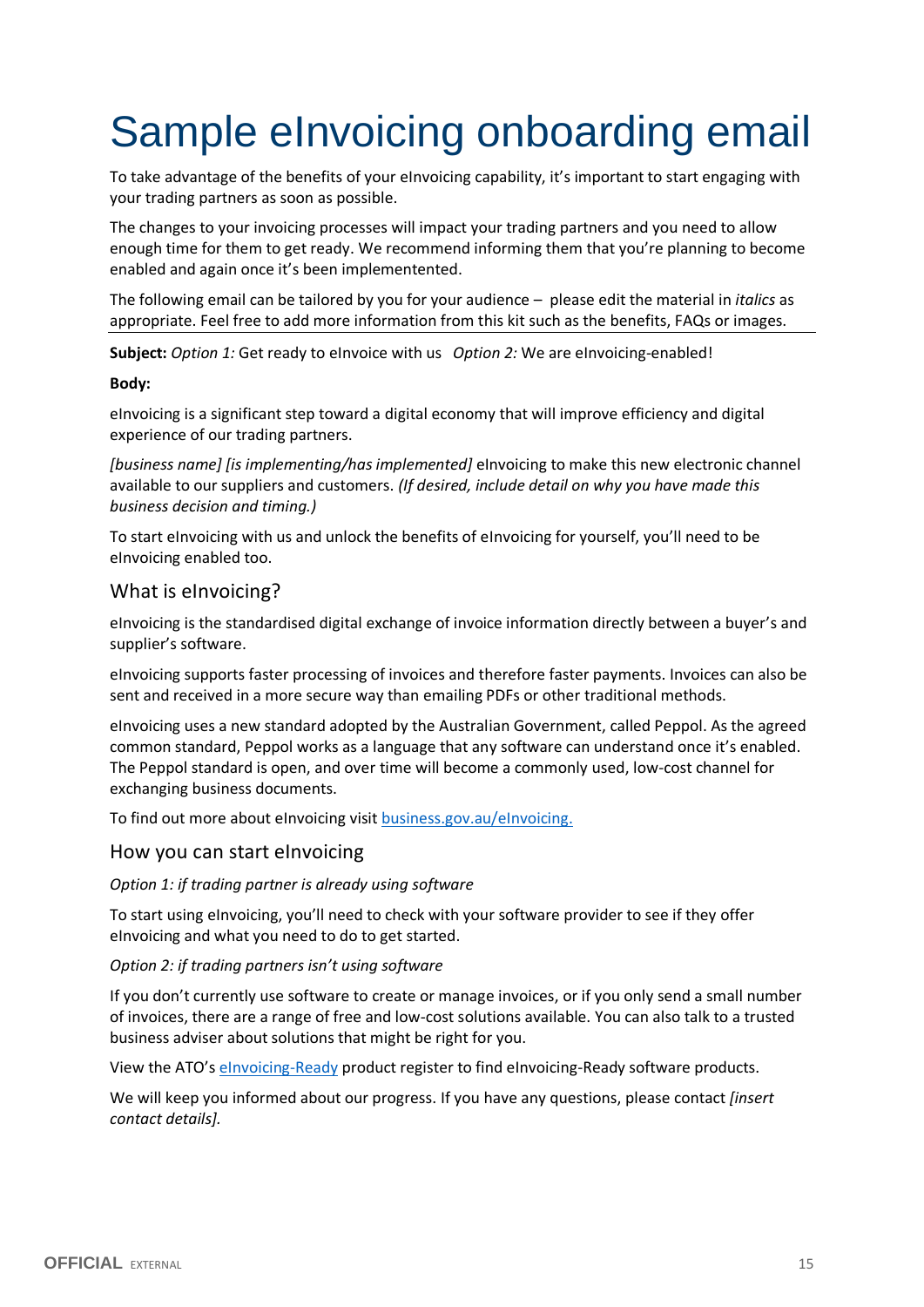# Sample eInvoicing onboarding email

To take advantage of the benefits of your eInvoicing capability, it's important to start engaging with your trading partners as soon as possible.

The changes to your invoicing processes will impact your trading partners and you need to allow enough time for them to get ready. We recommend informing them that you're planning to become enabled and again once it's been implementented.

The following email can be tailored by you for your audience – please edit the material in *italics* as appropriate. Feel free to add more information from this kit such as the benefits, FAQs or images.

---

**Subject:** *Option 1:* Get ready to eInvoice with us *Option 2:* We are eInvoicing-enabled!

**Body:**

eInvoicing is a significant step toward a digital economy that will improve efficiency and digital experience of our trading partners.

*[business name] [is implementing/has implemented]* eInvoicing to make this new electronic channel available to our suppliers and customers. *(If desired, include detail on why you have made this business decision and timing.)*

To start eInvoicing with us and unlock the benefits of eInvoicing for yourself, you'll need to be eInvoicing enabled too.

## What is eInvoicing?

eInvoicing is the standardised digital exchange of invoice information directly between a buyer's and supplier's software.

eInvoicing supports faster processing of invoices and therefore faster payments. Invoices can also be sent and received in a more secure way than emailing PDFs or other traditional methods.

eInvoicing uses a new standard adopted by the Australian Government, called Peppol. As the agreed common standard, Peppol works as a language that any software can understand once it's enabled. The Peppol standard is open, and over time will become a commonly used, low-cost channel for exchanging business documents.

To find out more about eInvoicing visit [business.gov.au/eInvoicing.](business.gov.au/eInvoicing)

## How you can start eInvoicing

*Option 1: if trading partner is already using software*

To start using eInvoicing, you'll need to check with your software provider to see if they offer eInvoicing and what you need to do to get started.

*Option 2: if trading partners isn't using software*

If you don't currently use software to create or manage invoices, or if you only send a small number of invoices, there are a range of free and low-cost solutions available. You can also talk to a trusted business adviser about solutions that might be right for you.

View the ATO's eInvoicing-Ready product register to find eInvoicing-Ready software products.

We will keep you informed about our progress. If you have any questions, please contact *[insert contact details].*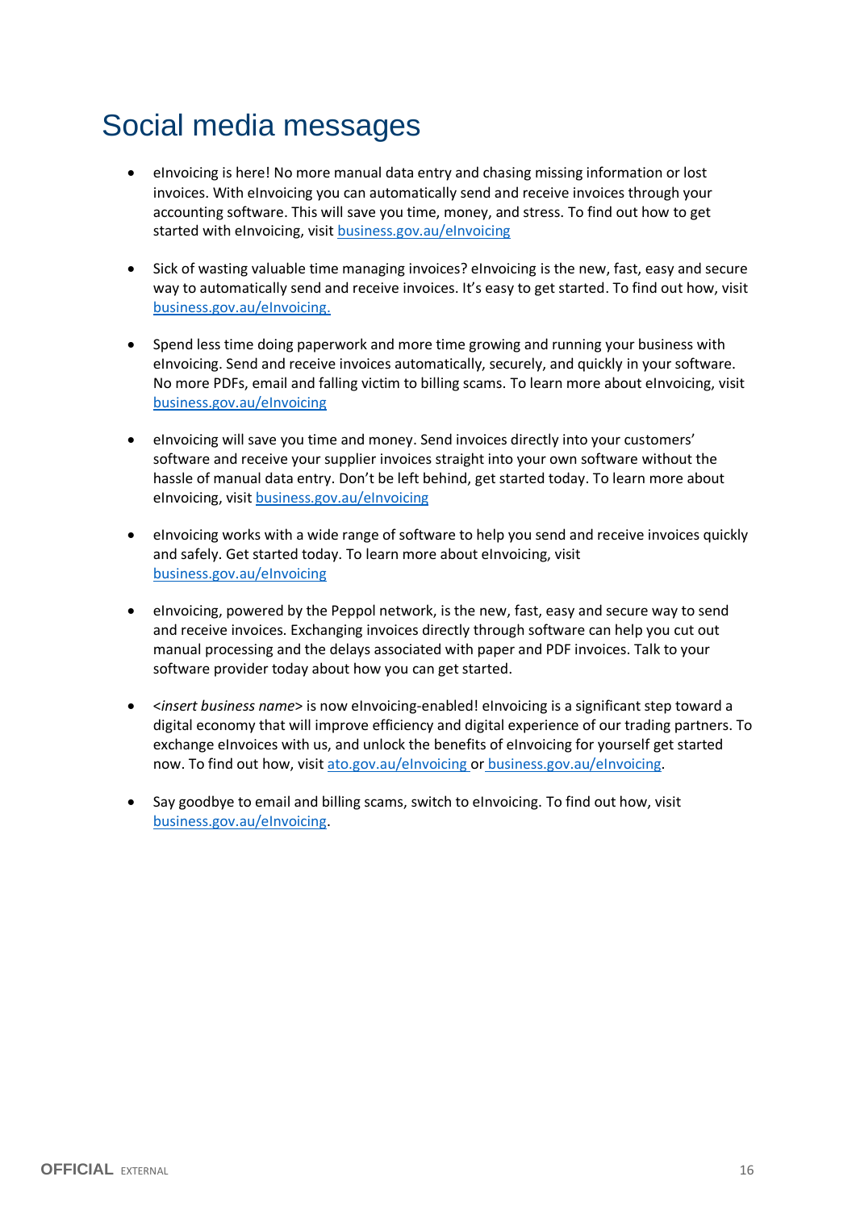# Social media messages

- eInvoicing is here! No more manual data entry and chasing missing information or lost invoices. With eInvoicing you can automatically send and receive invoices through your accounting software. This will save you time, money, and stress. To find out how to get started with eInvoicing, visit [business.gov.au/eInvoicing](business.gov.au/eInvoicing)

- Sick of wasting valuable time managing invoices? eInvoicing is the new, fast, easy and secure way to automatically send and receive invoices. It's easy to get started. To find out how, visit [business.gov.au/eInvoicing.](business.gov.au/eInvoicing)

- Spend less time doing paperwork and more time growing and running your business with eInvoicing. Send and receive invoices automatically, securely, and quickly in your software. No more PDFs, email and falling victim to billing scams. To learn more about eInvoicing, visit [business.gov.au/eInvoicing](business.gov.au/eInvoicing)

- eInvoicing will save you time and money. Send invoices directly into your customers' software and receive your supplier invoices straight into your own software without the hassle of manual data entry. Don't be left behind, get started today. To learn more about eInvoicing, visit [business.gov.au/eInvoicing](business.gov.au/eInvoicing)

- eInvoicing works with a wide range of software to help you send and receive invoices quickly and safely. Get started today. To learn more about eInvoicing, visit [business.gov.au/eInvoicing](business.gov.au/eInvoicing)

- eInvoicing, powered by the Peppol network, is the new, fast, easy and secure way to send and receive invoices. Exchanging invoices directly through software can help you cut out manual processing and the delays associated with paper and PDF invoices. Talk to your software provider today about how you can get started.

- <*insert business name*> is now eInvoicing-enabled! eInvoicing is a significant step toward a digital economy that will improve efficiency and digital experience of our trading partners. To exchange eInvoices with us, and unlock the benefits of eInvoicing for yourself get started now. To find out how, visit [ato.gov.au/eInvoicing](ato.gov.au/eInvoicing) or [business.gov.au/eInvoicing](business.gov.au/eInvoicing).

- Say goodbye to email and billing scams, switch to eInvoicing. To find out how, visit [business.gov.au/eInvoicing](business.gov.au/eInvoicing).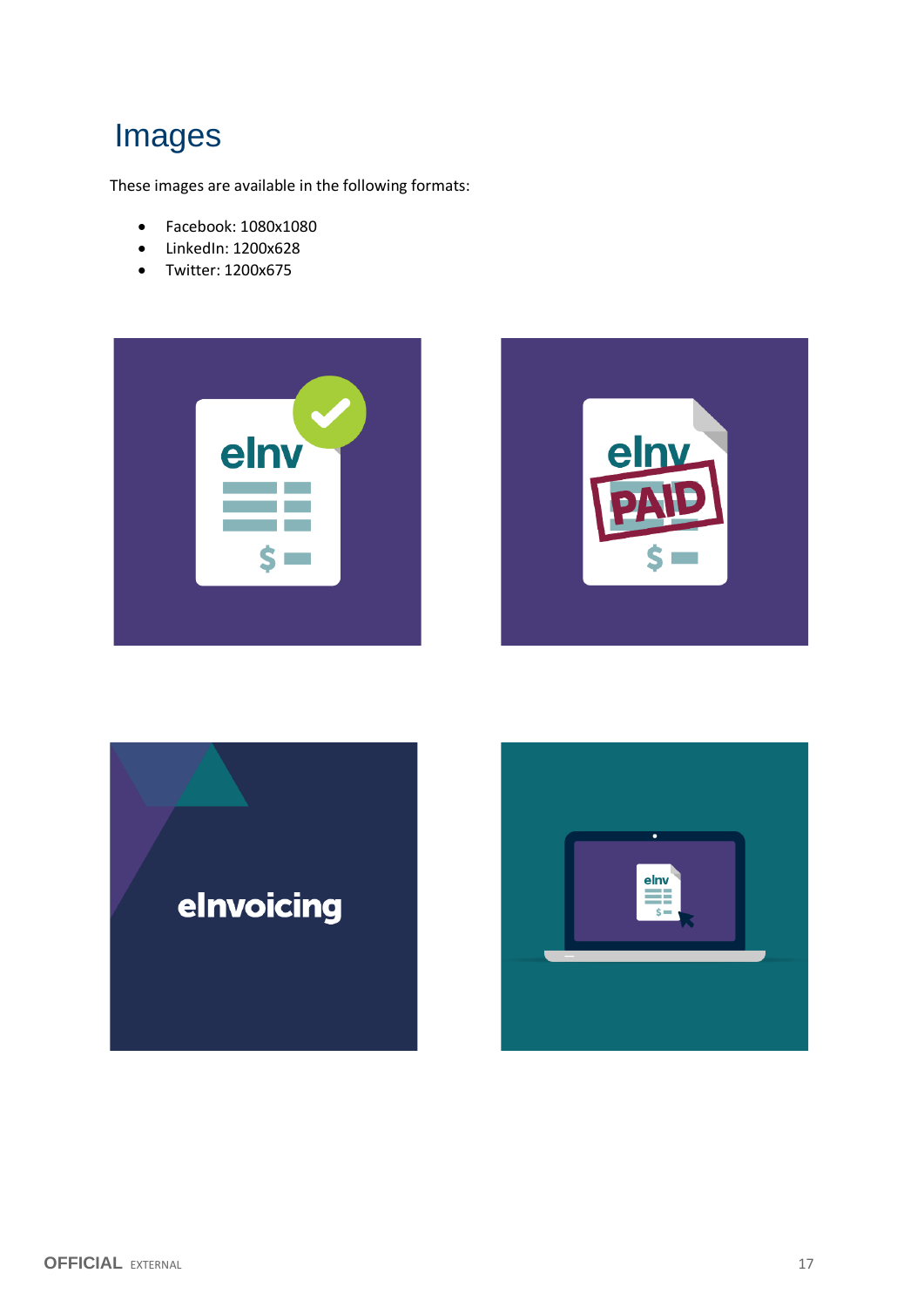# Images

These images are available in the following formats:

- Facebook: 1080x1080
- LinkedIn: 1200x628
- Twitter: 1200x675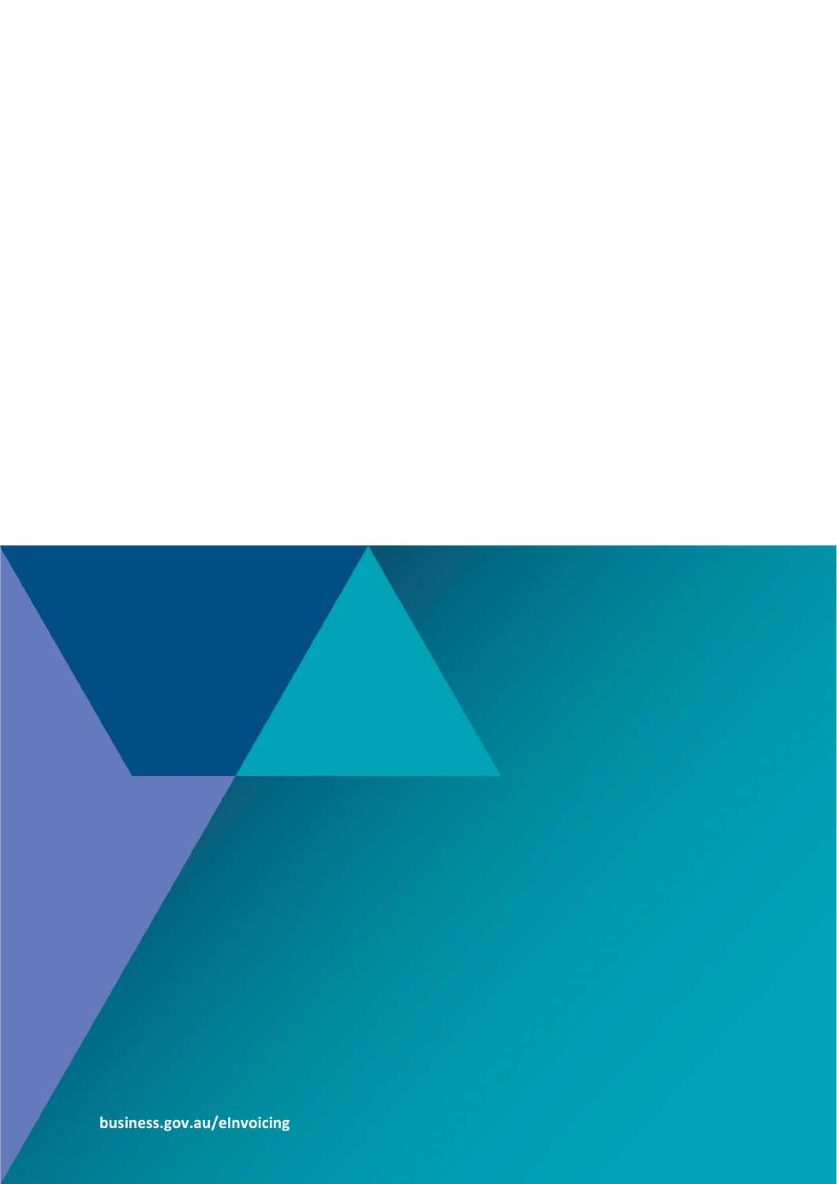business.gov.au/eInvoicing